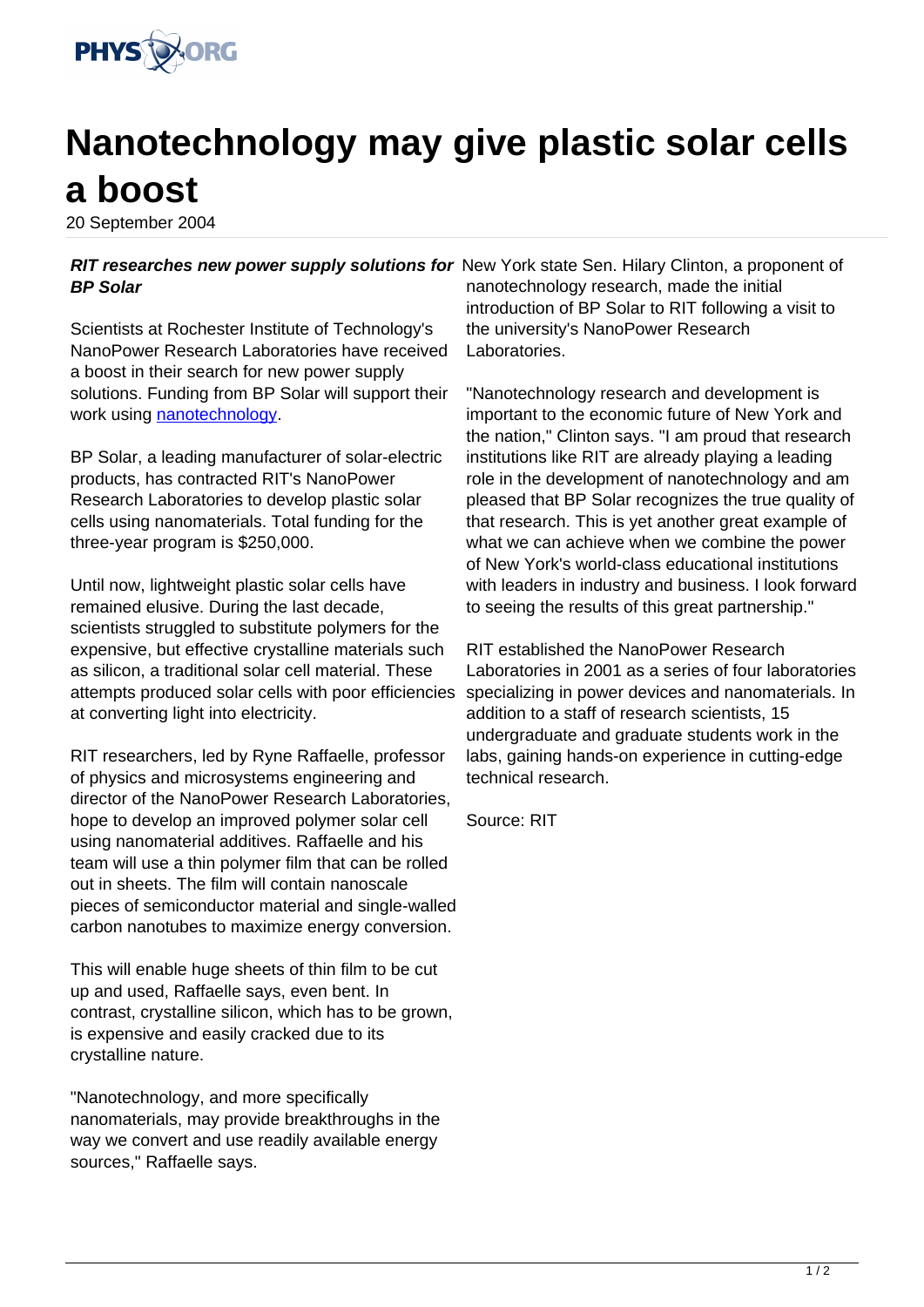# Nanotechnology may give plastic solar cells a boost

20 September 2004

***RIT researches new power supply solutions for BP Solar***

Scientists at Rochester Institute of Technology's NanoPower Research Laboratories have received a boost in their search for new power supply solutions. Funding from BP Solar will support their work using nanotechnology.

BP Solar, a leading manufacturer of solar-electric products, has contracted RIT's NanoPower Research Laboratories to develop plastic solar cells using nanomaterials. Total funding for the three-year program is $250,000.

Until now, lightweight plastic solar cells have remained elusive. During the last decade, scientists struggled to substitute polymers for the expensive, but effective crystalline materials such as silicon, a traditional solar cell material. These attempts produced solar cells with poor efficiencies at converting light into electricity.

RIT researchers, led by Ryne Raffaelle, professor of physics and microsystems engineering and director of the NanoPower Research Laboratories, hope to develop an improved polymer solar cell using nanomaterial additives. Raffaelle and his team will use a thin polymer film that can be rolled out in sheets. The film will contain nanoscale pieces of semiconductor material and single-walled carbon nanotubes to maximize energy conversion.

This will enable huge sheets of thin film to be cut up and used, Raffaelle says, even bent. In contrast, crystalline silicon, which has to be grown, is expensive and easily cracked due to its crystalline nature.

"Nanotechnology, and more specifically nanomaterials, may provide breakthroughs in the way we convert and use readily available energy sources," Raffaelle says.

New York state Sen. Hilary Clinton, a proponent of nanotechnology research, made the initial introduction of BP Solar to RIT following a visit to the university's NanoPower Research Laboratories.

"Nanotechnology research and development is important to the economic future of New York and the nation," Clinton says. "I am proud that research institutions like RIT are already playing a leading role in the development of nanotechnology and am pleased that BP Solar recognizes the true quality of that research. This is yet another great example of what we can achieve when we combine the power of New York's world-class educational institutions with leaders in industry and business. I look forward to seeing the results of this great partnership."

RIT established the NanoPower Research Laboratories in 2001 as a series of four laboratories specializing in power devices and nanomaterials. In addition to a staff of research scientists, 15 undergraduate and graduate students work in the labs, gaining hands-on experience in cutting-edge technical research.

Source: RIT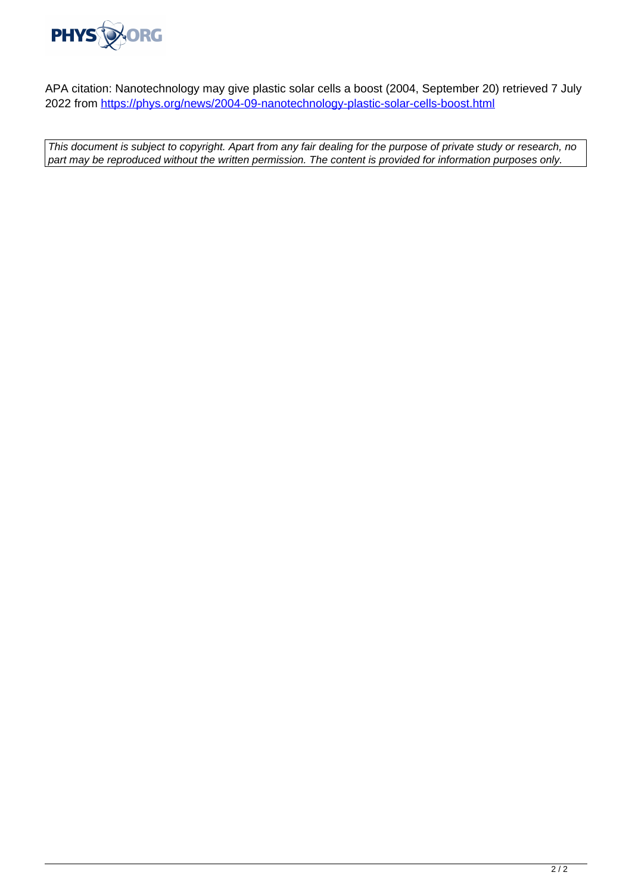APA citation: Nanotechnology may give plastic solar cells a boost (2004, September 20) retrieved 7 July 2022 from https://phys.org/news/2004-09-nanotechnology-plastic-solar-cells-boost.html

*This document is subject to copyright. Apart from any fair dealing for the purpose of private study or research, no part may be reproduced without the written permission. The content is provided for information purposes only.*